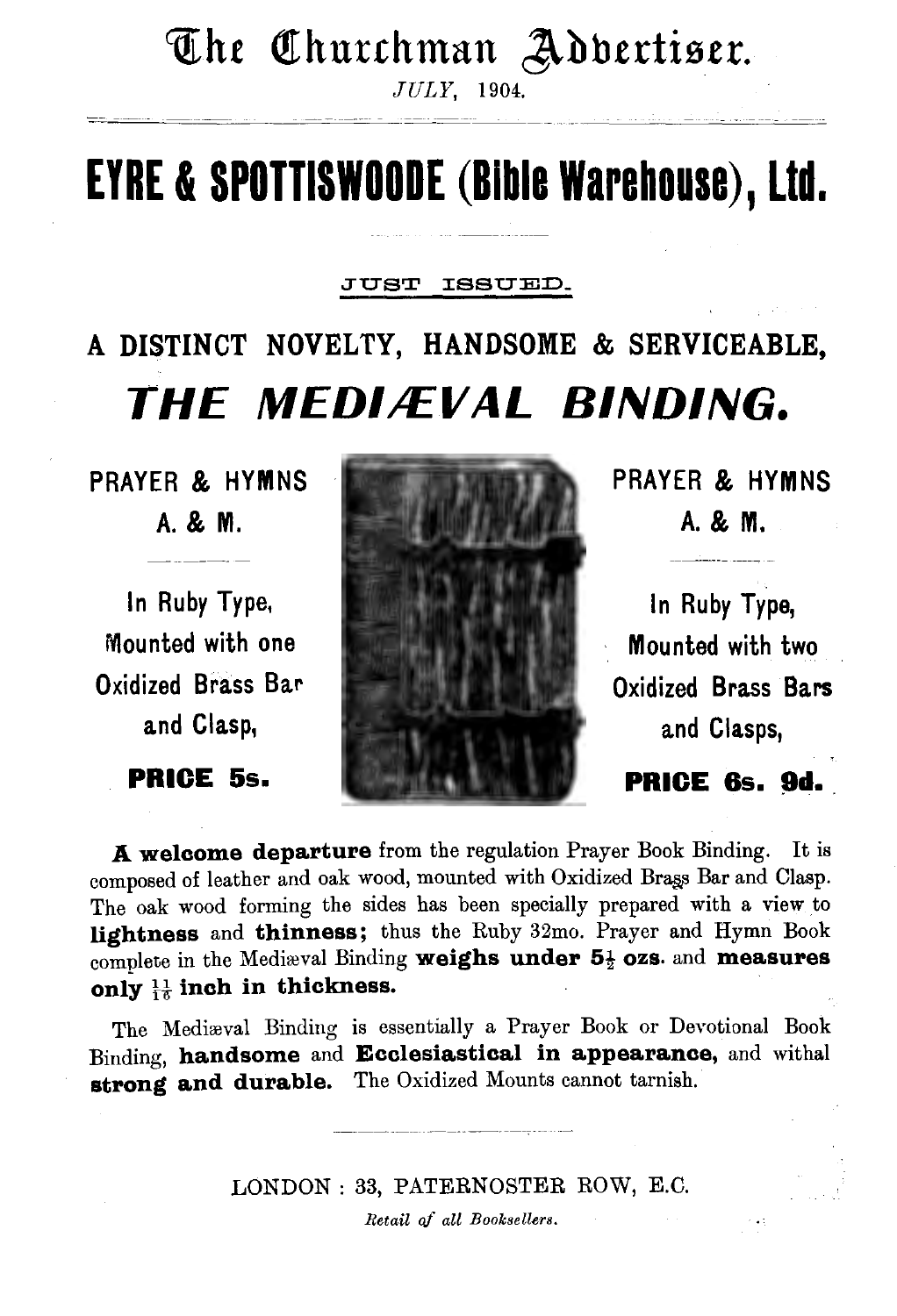# The Churchman Advertiser.

*JULY*, 1904.

# EYRE & SPOTTISWOODE (Bible Warehouse), Ltd.

JUST ISSUED.

## A DISTINCT NOVELTY, HANDSOME & SERVICEABLE,

## *THE MEDIÆVAL BINDING.*

PRAYER & HYMNS
A. & M.

In Ruby Type,
Mounted with one
Oxidized Brass Bar
and Clasp,

**PRICE 5s.**

PRAYER & HYMNS
A. & M.

In Ruby Type,
Mounted with two
Oxidized Brass Bars
and Clasps,

**PRICE 6s. 9d.**

**A welcome departure** from the regulation Prayer Book Binding. It is composed of leather and oak wood, mounted with Oxidized Brass Bar and Clasp. The oak wood forming the sides has been specially prepared with a view to **lightness** and **thinness;** thus the Ruby 32mo. Prayer and Hymn Book complete in the Mediæval Binding **weighs under 5½ ozs.** and **measures only $\frac{11}{16}$ inch in thickness.**

The Mediæval Binding is essentially a Prayer Book or Devotional Book Binding, **handsome** and **Ecclesiastical in appearance,** and withal **strong and durable.** The Oxidized Mounts cannot tarnish.

LONDON: 33, PATERNOSTER ROW, E.C.

*Retail of all Booksellers.*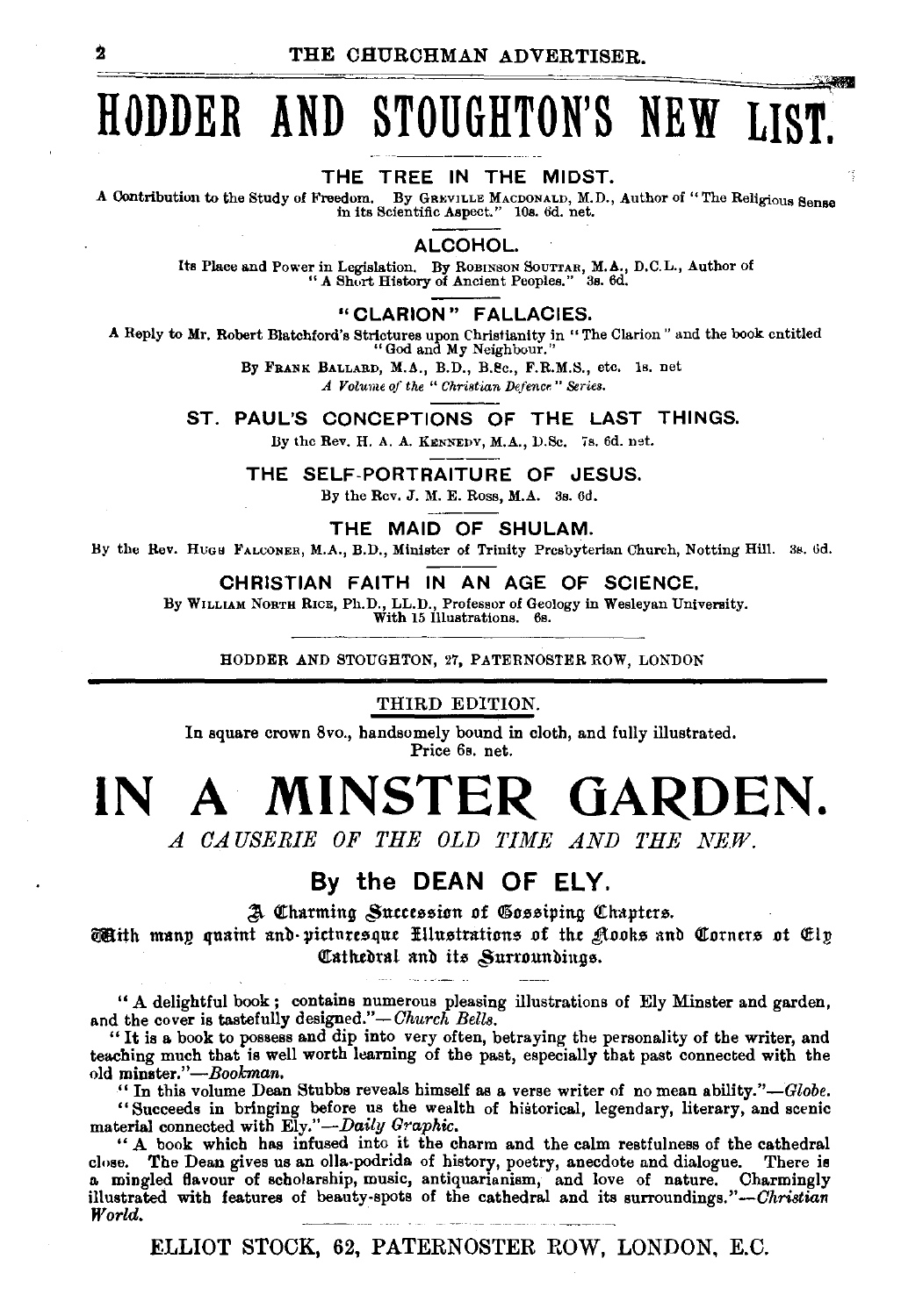# HODDER AND STOUGHTON'S NEW LIST.

### THE TREE IN THE MIDST.

A Contribution to the Study of Freedom. By GREVILLE MACDONALD, M.D., Author of "The Religious Sense in its Scientific Aspect." 10s. 6d. net.

### ALCOHOL.

Its Place and Power in Legislation. By ROBINSON SOUTTAR, M.A., D.C.L., Author of "A Short History of Ancient Peoples." 3s. 6d.

### "CLARION" FALLACIES.

A Reply to Mr. Robert Blatchford's Strictures upon Christianity in "The Clarion" and the book entitled "God and My Neighbour."

By FRANK BALLARD, M.A., B.D., B.Sc., F.R.M.S., etc. 1s. net

*A Volume of the "Christian Defence" Series.*

### ST. PAUL'S CONCEPTIONS OF THE LAST THINGS.

By the Rev. H. A. A. KENNEDY, M.A., D.Sc. 7s. 6d. net.

### THE SELF-PORTRAITURE OF JESUS.

By the Rev. J. M. E. ROSS, M.A. 3s. 6d.

### THE MAID OF SHULAM.

By the Rev. HUGH FALCONER, M.A., B.D., Minister of Trinity Presbyterian Church, Notting Hill. 3s. 6d.

### CHRISTIAN FAITH IN AN AGE OF SCIENCE.

By WILLIAM NORTH RICE, Ph.D., LL.D., Professor of Geology in Wesleyan University. With 15 Illustrations. 6s.

HODDER AND STOUGHTON, 27, PATERNOSTER ROW, LONDON

---

THIRD EDITION.

In square crown 8vo., handsomely bound in cloth, and fully illustrated. Price 6s. net.

# IN A MINSTER GARDEN.

*A CAUSERIE OF THE OLD TIME AND THE NEW.*

## By the DEAN OF ELY.

A Charming Succession of Gossiping Chapters.

With many quaint and picturesque Illustrations of the Nooks and Corners of Ely Cathedral and its Surroundings.

"A delightful book; contains numerous pleasing illustrations of Ely Minster and garden, and the cover is tastefully designed."—*Church Bells.*

"It is a book to possess and dip into very often, betraying the personality of the writer, and teaching much that is well worth learning of the past, especially that past connected with the old minster."—*Bookman.*

"In this volume Dean Stubbs reveals himself as a verse writer of no mean ability."—*Globe.*

"Succeeds in bringing before us the wealth of historical, legendary, literary, and scenic material connected with Ely."—*Daily Graphic.*

"A book which has infused into it the charm and the calm restfulness of the cathedral close. The Dean gives us an olla-podrida of history, poetry, anecdote and dialogue. There is a mingled flavour of scholarship, music, antiquarianism, and love of nature. Charmingly illustrated with features of beauty-spots of the cathedral and its surroundings."—*Christian World.*

ELLIOT STOCK, 62, PATERNOSTER ROW, LONDON, E.C.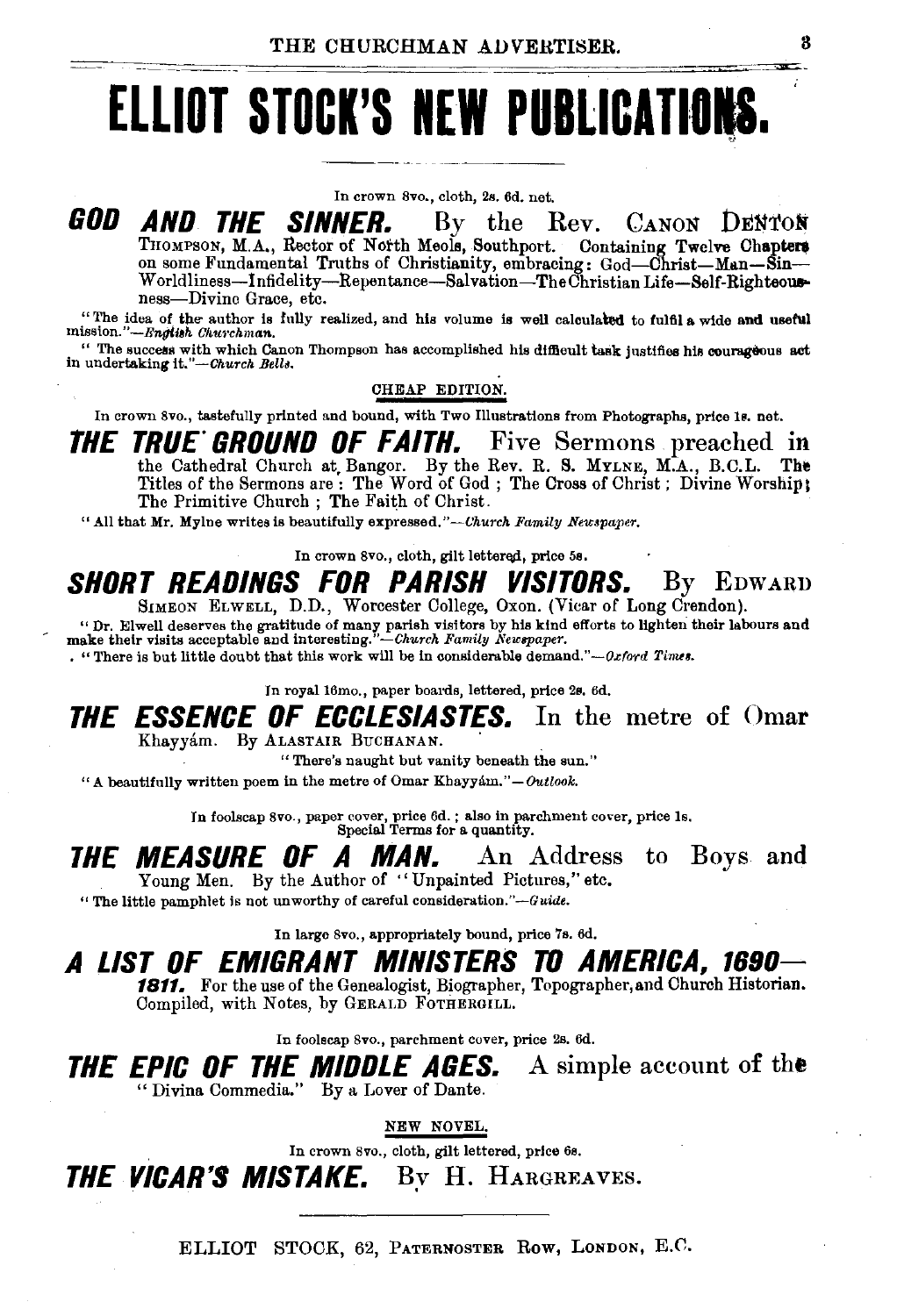# ELLIOT STOCK'S NEW PUBLICATIONS.

In crown 8vo., cloth, 2s. 6d. net.

## GOD AND THE SINNER.

By the Rev. CANON DENTON THOMPSON, M.A., Rector of North Meols, Southport. Containing Twelve Chapters on some Fundamental Truths of Christianity, embracing: God—Christ—Man—Sin—Worldliness—Infidelity—Repentance—Salvation—The Christian Life—Self-Righteousness—Divine Grace, etc.

"The idea of the author is fully realized, and his volume is well calculated to fulfil a wide and useful mission."—*English Churchman.*

"The success with which Canon Thompson has accomplished his difficult task justifies his courageous act in undertaking it."—*Church Bells.*

CHEAP EDITION.

In crown 8vo., tastefully printed and bound, with Two Illustrations from Photographs, price 1s. net.

## THE TRUE GROUND OF FAITH.

Five Sermons preached in the Cathedral Church at Bangor. By the Rev. R. S. MYLNE, M.A., B.C.L. The Titles of the Sermons are: The Word of God; The Cross of Christ; Divine Worship; The Primitive Church; The Faith of Christ.

"All that Mr. Mylne writes is beautifully expressed."—*Church Family Newspaper.*

In crown 8vo., cloth, gilt lettered, price 5s.

## SHORT READINGS FOR PARISH VISITORS.

By EDWARD SIMEON ELWELL, D.D., Worcester College, Oxon. (Vicar of Long Crendon).

"Dr. Elwell deserves the gratitude of many parish visitors by his kind efforts to lighten their labours and make their visits acceptable and interesting."—*Church Family Newspaper.*

"There is but little doubt that this work will be in considerable demand."—*Oxford Times.*

In royal 16mo., paper boards, lettered, price 2s. 6d.

## THE ESSENCE OF ECCLESIASTES.

In the metre of Omar Khayyám. By ALASTAIR BUCHANAN.

"There's naught but vanity beneath the sun."

"A beautifully written poem in the metre of Omar Khayyám."—*Outlook.*

In foolscap 8vo., paper cover, price 6d.; also in parchment cover, price 1s. Special Terms for a quantity.

## THE MEASURE OF A MAN.

An Address to Boys and Young Men. By the Author of "Unpainted Pictures," etc.

"The little pamphlet is not unworthy of careful consideration."—*Guide.*

In large 8vo., appropriately bound, price 7s. 6d.

## A LIST OF EMIGRANT MINISTERS TO AMERICA, 1690—1811.

For the use of the Genealogist, Biographer, Topographer, and Church Historian. Compiled, with Notes, by GERALD FOTHERGILL.

In foolscap 8vo., parchment cover, price 2s. 6d.

## THE EPIC OF THE MIDDLE AGES.

A simple account of the "Divina Commedia." By a Lover of Dante.

NEW NOVEL.

In crown 8vo., cloth, gilt lettered, price 6s.

## THE VICAR'S MISTAKE.

By H. HARGREAVES.

ELLIOT STOCK, 62, PATERNOSTER ROW, LONDON, E.C.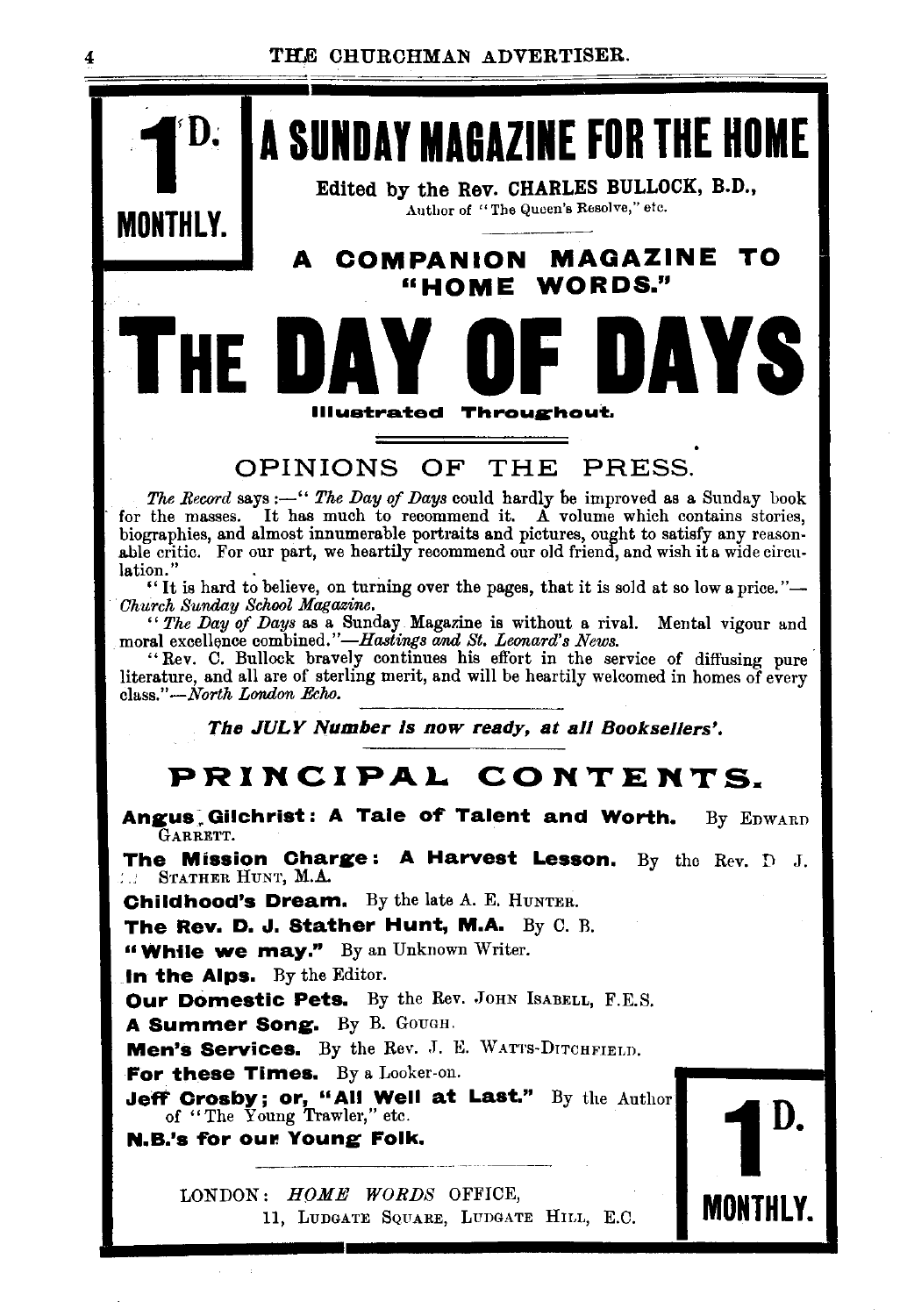**1D. MONTHLY.**

# A SUNDAY MAGAZINE FOR THE HOME

Edited by the Rev. CHARLES BULLOCK, B.D.,
Author of "The Queen's Resolve," etc.

## A COMPANION MAGAZINE TO "HOME WORDS."

# THE DAY OF DAYS

**Illustrated Throughout.**

## OPINIONS OF THE PRESS.

*The Record* says:—"*The Day of Days* could hardly be improved as a Sunday book for the masses. It has much to recommend it. A volume which contains stories, biographies, and almost innumerable portraits and pictures, ought to satisfy any reasonable critic. For our part, we heartily recommend our old friend, and wish it a wide circulation."

"It is hard to believe, on turning over the pages, that it is sold at so low a price."—*Church Sunday School Magazine.*

"*The Day of Days* as a Sunday Magazine is without a rival. Mental vigour and moral excellence combined."—*Hastings and St. Leonard's News.*

"Rev. C. Bullock bravely continues his effort in the service of diffusing pure literature, and all are of sterling merit, and will be heartily welcomed in homes of every class."—*North London Echo.*

***The JULY Number is now ready, at all Booksellers'.***

## PRINCIPAL CONTENTS.

**Angus Gilchrist: A Tale of Talent and Worth.** By EDWARD GARRETT.

**The Mission Charge: A Harvest Lesson.** By the Rev. D. J. STATHER HUNT, M.A.

**Childhood's Dream.** By the late A. E. HUNTER.

**The Rev. D. J. Stather Hunt, M.A.** By C. B.

**"While we may."** By an Unknown Writer.

**In the Alps.** By the Editor.

**Our Domestic Pets.** By the Rev. JOHN ISABELL, F.E.S.

**A Summer Song.** By B. GOUGH.

**Men's Services.** By the Rev. J. E. WATTS-DITCHFIELD.

**For these Times.** By a Looker-on.

**Jeff Crosby; or, "All Well at Last."** By the Author of "The Young Trawler," etc.

**N.B.'s for our Young Folk.**

LONDON: *HOME WORDS* OFFICE,
11, LUDGATE SQUARE, LUDGATE HILL, E.C.

**1D. MONTHLY.**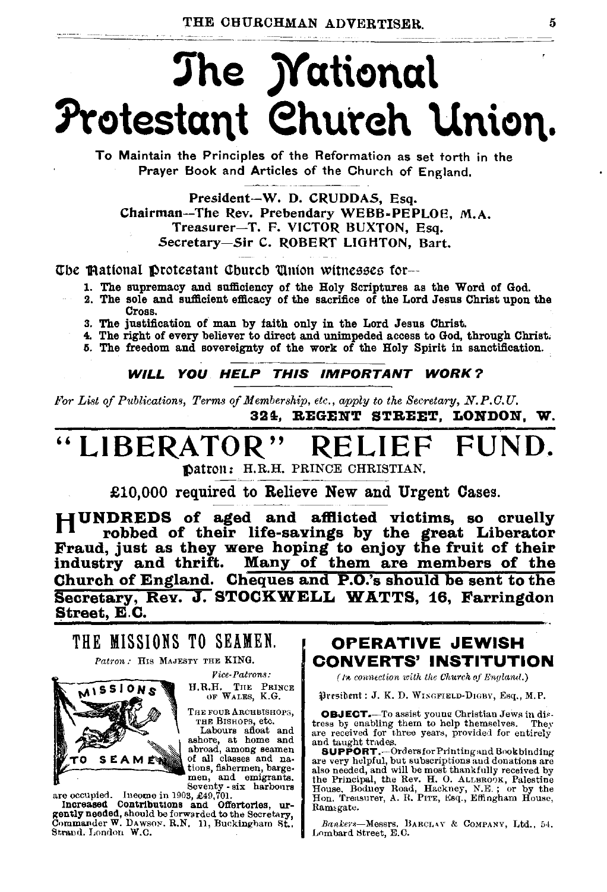# The National Protestant Church Union.

To Maintain the Principles of the Reformation as set forth in the Prayer Book and Articles of the Church of England.

President—W. D. CRUDDAS, Esq.
Chairman—The Rev. Prebendary WEBB-PEPLOE, M.A.
Treasurer—T. F. VICTOR BUXTON, Esq.
Secretary—Sir C. ROBERT LIGHTON, Bart.

The National Protestant Church Union witnesses for—

1. The supremacy and sufficiency of the Holy Scriptures as the Word of God.
2. The sole and sufficient efficacy of the sacrifice of the Lord Jesus Christ upon the Cross.
3. The justification of man by faith only in the Lord Jesus Christ.
4. The right of every believer to direct and unimpeded access to God, through Christ.
5. The freedom and sovereignty of the work of the Holy Spirit in sanctification.

***WILL YOU HELP THIS IMPORTANT WORK?***

*For List of Publications, Terms of Membership, etc., apply to the Secretary, N.P.C.U.*
**324, REGENT STREET, LONDON, W.**

# "LIBERATOR" RELIEF FUND.

Patron: H.R.H. PRINCE CHRISTIAN.

**£10,000 required to Relieve New and Urgent Cases.**

**HUNDREDS of aged and afflicted victims, so cruelly robbed of their life-savings by the great Liberator Fraud, just as they were hoping to enjoy the fruit of their industry and thrift. Many of them are members of the Church of England. Cheques and P.O.'s should be sent to the Secretary, Rev. J. STOCKWELL WATTS, 16, Farringdon Street, E.C.**

## THE MISSIONS TO SEAMEN.

*Patron:* HIS MAJESTY THE KING.

*Vice-Patrons:*
H.R.H. THE PRINCE OF WALES, K.G.
THE FOUR ARCHBISHOPS, THE BISHOPS, etc.

Labours afloat and ashore, at home and abroad, among seamen of all classes and nations, fishermen, bargemen, and emigrants. Seventy-six harbours are occupied. Income in 1903, £49,701.

**Increased Contributions and Offertories, urgently needed,** should be forwarded to the Secretary, Commander W. DAWSON, R.N., 11, Buckingham St., Strand, London W.C.

## OPERATIVE JEWISH CONVERTS' INSTITUTION

*(In connection with the Church of England.)*

President: J. K. D. WINGFIELD-DIGBY, Esq., M.P.

**OBJECT.**—To assist young Christian Jews in distress by enabling them to help themselves. They are received for three years, provided for entirely and taught trades.

**SUPPORT.**—Orders for Printing and Bookbinding are very helpful, but subscriptions and donations are also needed, and will be most thankfully received by the Principal, the Rev. H. O. ALLBROOK, Palestine House, Bodney Road, Hackney, N.E.; or by the Hon. Treasurer, A. R. PITE, Esq., Effingham House, Ramsgate.

*Bankers*—Messrs. BARCLAY & COMPANY, Ltd., 54, Lombard Street, E.C.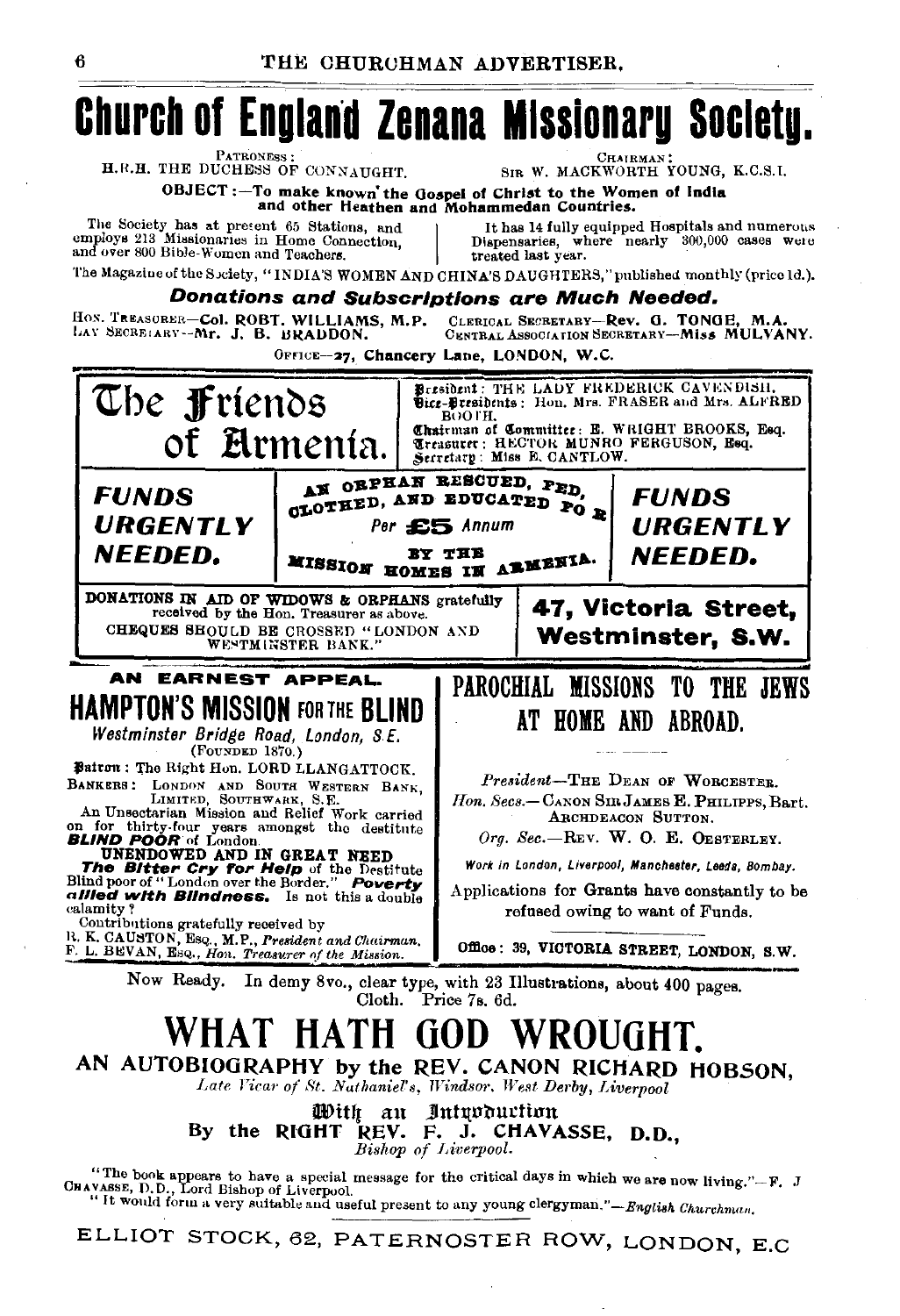# Church of England Zenana Missionary Society.

PATRONESS: H.R.H. THE DUCHESS OF CONNAUGHT.

CHAIRMAN: SIR W. MACKWORTH YOUNG, K.C.S.I.

OBJECT:—To make known the Gospel of Christ to the Women of India and other Heathen and Mohammedan Countries.

The Society has at present 65 Stations, and employs 213 Missionaries in Home Connection, and over 800 Bible-Women and Teachers.

It has 14 fully equipped Hospitals and numerous Dispensaries, where nearly 300,000 cases were treated last year.

The Magazine of the Society, "INDIA'S WOMEN AND CHINA'S DAUGHTERS," published monthly (price 1d.).

***Donations and Subscriptions are Much Needed.***

HON. TREASURER—Col. ROBT. WILLIAMS, M.P.

LAY SECRETARY—Mr. J. B. BRADDON.

CLERICAL SECRETARY—Rev. G. TONGE, M.A.

CENTRAL ASSOCIATION SECRETARY—Miss MULVANY.

OFFICE—27, Chancery Lane, LONDON, W.C.

---

# The Friends of Armenia.

President: THE LADY FREDERICK CAVENDISH.
Vice-Presidents: Hon. Mrs. FRASER and Mrs. ALFRED BOOTH.
Chairman of Committee: E. WRIGHT BROOKS, Esq.
Treasurer: HECTOR MUNRO FERGUSON, Esq.
Secretary: Miss E. CANTLOW.

***FUNDS URGENTLY NEEDED.***

AN ORPHAN RESCUED, FED, CLOTHED, AND EDUCATED FOR
Per £5 Annum
BY THE MISSION HOMES IN ARMENIA.

***FUNDS URGENTLY NEEDED.***

DONATIONS IN AID OF WIDOWS & ORPHANS gratefully received by the Hon. Treasurer as above.
CHEQUES SHOULD BE CROSSED "LONDON AND WESTMINSTER BANK."

**47, Victoria Street, Westminster, S.W.**

---

**AN EARNEST APPEAL.**

## HAMPTON'S MISSION FOR THE BLIND

*Westminster Bridge Road, London, S.E.*
(FOUNDED 1870.)

Patron: The Right Hon. LORD LLANGATTOCK.

BANKERS: LONDON AND SOUTH WESTERN BANK, LIMITED, SOUTHWARK, S.E.

An Unsectarian Mission and Relief Work carried on for thirty-four years amongst the destitute ***BLIND POOR*** of London.

**UNENDOWED AND IN GREAT NEED**

***The Bitter Cry for Help*** of the Destitute Blind poor of "London over the Border." ***Poverty allied with Blindness.*** Is not this a double calamity?

Contributions gratefully received by
R. K. CAUSTON, Esq., M.P., *President and Chairman.*
F. L. BEVAN, Esq., *Hon. Treasurer of the Mission.*

---

## PAROCHIAL MISSIONS TO THE JEWS AT HOME AND ABROAD.

*President*—THE DEAN OF WORCESTER.

*Hon. Secs.*—CANON SIR JAMES E. PHILIPPS, Bart.
ARCHDEACON SUTTON.

*Org. Sec.*—REV. W. O. E. OESTERLEY.

*Work in London, Liverpool, Manchester, Leeds, Bombay.*

Applications for Grants have constantly to be refused owing to want of Funds.

Office: 39, VICTORIA STREET, LONDON, S.W.

---

Now Ready. In demy 8vo., clear type, with 23 Illustrations, about 400 pages. Cloth. Price 7s. 6d.

# WHAT HATH GOD WROUGHT.

**AN AUTOBIOGRAPHY by the REV. CANON RICHARD HOBSON,**
*Late Vicar of St. Nathaniel's, Windsor, West Derby, Liverpool*

With an Introduction
**By the RIGHT REV. F. J. CHAVASSE, D.D.,**
*Bishop of Liverpool.*

"The book appears to have a special message for the critical days in which we are now living."—F. J. CHAVASSE, D.D., Lord Bishop of Liverpool.

"It would form a very suitable and useful present to any young clergyman."—*English Churchman.*

ELLIOT STOCK, 62, PATERNOSTER ROW, LONDON, E.C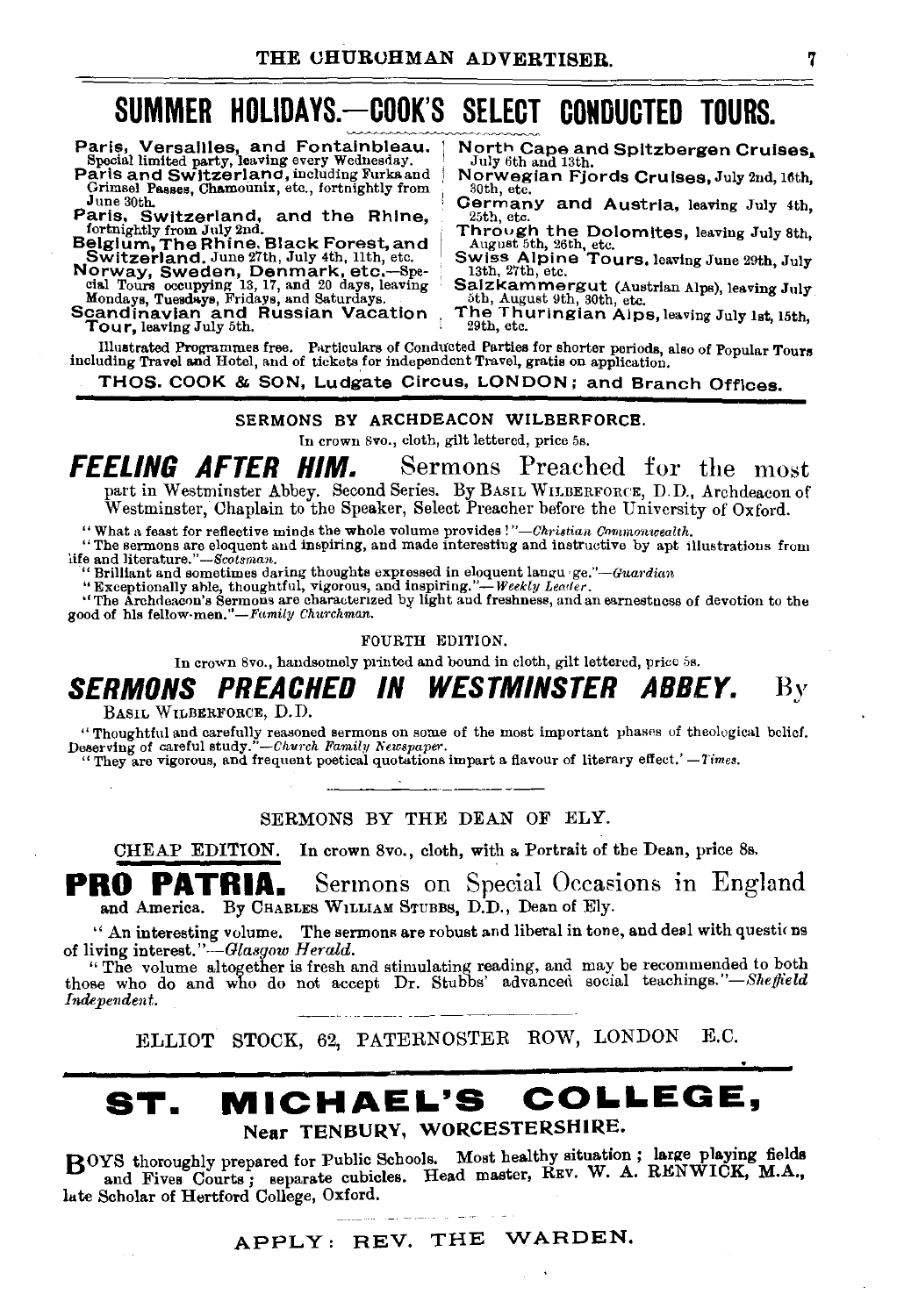# SUMMER HOLIDAYS.—COOK'S SELECT CONDUCTED TOURS.

**Paris, Versailles, and Fontainbleau.** Special limited party, leaving every Wednesday.
**Paris and Switzerland,** including Furka and Grimsel Passes, Chamounix, etc., fortnightly from June 30th.
**Paris, Switzerland, and the Rhine,** fortnightly from July 2nd.
**Belgium, The Rhine, Black Forest, and Switzerland.** June 27th, July 4th, 11th, etc.
**Norway, Sweden, Denmark, etc.**—Special Tours occupying 13, 17, and 20 days, leaving Mondays, Tuesdays, Fridays, and Saturdays.
**Scandinavian and Russian Vacation Tour,** leaving July 5th.

**North Cape and Spitzbergen Cruises,** July 6th and 13th.
**Norwegian Fjords Cruises,** July 2nd, 16th, 30th, etc.
**Germany and Austria,** leaving July 4th, 25th, etc.
**Through the Dolomites,** leaving July 8th, August 5th, 26th, etc.
**Swiss Alpine Tours,** leaving June 29th, July 13th, 27th, etc.
**Salzkammergut** (Austrian Alps), leaving July 5th, August 9th, 30th, etc.
**The Thuringian Alps,** leaving July 1st, 15th, 29th, etc.

Illustrated Programmes free. Particulars of Conducted Parties for shorter periods, also of Popular Tours including Travel and Hotel, and of tickets for independent Travel, gratis on application.

**THOS. COOK & SON, Ludgate Circus, LONDON; and Branch Offices.**

---

SERMONS BY ARCHDEACON WILBERFORCE.

In crown 8vo., cloth, gilt lettered, price 5s.

## *FEELING AFTER HIM.* Sermons Preached for the most part in Westminster Abbey.

Second Series. By BASIL WILBERFORCE, D.D., Archdeacon of Westminster, Chaplain to the Speaker, Select Preacher before the University of Oxford.

"What a feast for reflective minds the whole volume provides!"—*Christian Commonwealth.*

"The sermons are eloquent and inspiring, and made interesting and instructive by apt illustrations from life and literature."—*Scotsman.*

"Brilliant and sometimes daring thoughts expressed in eloquent language."—*Guardian*

"Exceptionally able, thoughtful, vigorous, and inspiring."—*Weekly Leader.*

"The Archdeacon's Sermons are characterized by light and freshness, and an earnestness of devotion to the good of his fellow-men."—*Family Churchman.*

FOURTH EDITION.

In crown 8vo., handsomely printed and bound in cloth, gilt lettered, price 5s.

## *SERMONS PREACHED IN WESTMINSTER ABBEY.* By BASIL WILBERFORCE, D.D.

"Thoughtful and carefully reasoned sermons on some of the most important phases of theological belief. Deserving of careful study."—*Church Family Newspaper.*

"They are vigorous, and frequent poetical quotations impart a flavour of literary effect."—*Times.*

---

SERMONS BY THE DEAN OF ELY.

CHEAP EDITION. In crown 8vo., cloth, with a Portrait of the Dean, price 8s.

## PRO PATRIA. Sermons on Special Occasions in England and America.

By CHARLES WILLIAM STUBBS, D.D., Dean of Ely.

"An interesting volume. The sermons are robust and liberal in tone, and deal with questions of living interest."—*Glasgow Herald.*

"The volume altogether is fresh and stimulating reading, and may be recommended to both those who do and who do not accept Dr. Stubbs' advanced social teachings."—*Sheffield Independent.*

ELLIOT STOCK, 62, PATERNOSTER ROW, LONDON E.C.

---

# ST. MICHAEL'S COLLEGE,

### Near TENBURY, WORCESTERSHIRE.

BOYS thoroughly prepared for Public Schools. Most healthy situation; large playing fields and Fives Courts; separate cubicles. Head master, REV. W. A. RENWICK, M.A., late Scholar of Hertford College, Oxford.

APPLY: REV. THE WARDEN.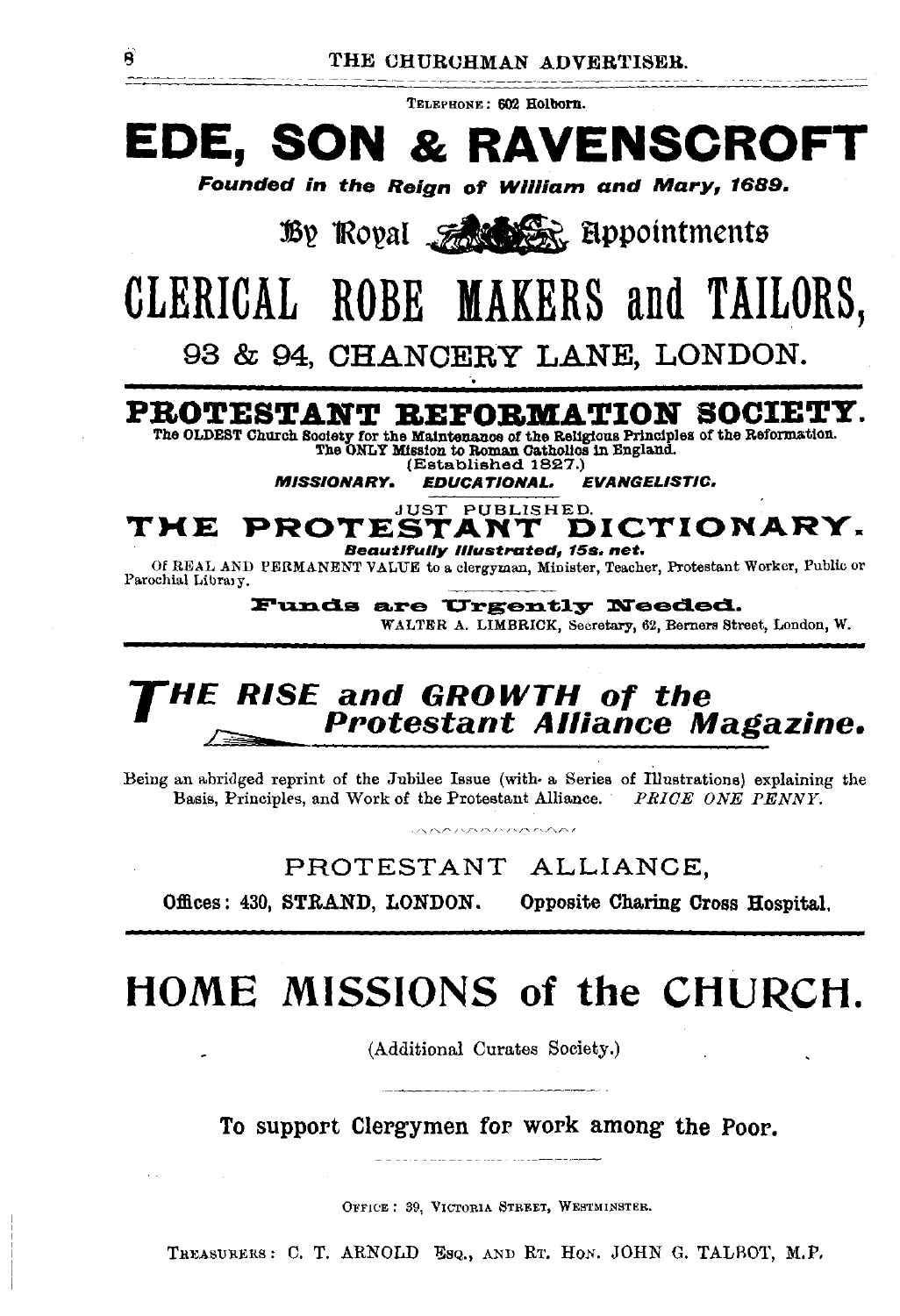TELEPHONE: 602 Holborn.

# EDE, SON & RAVENSCROFT

***Founded in the Reign of William and Mary, 1689.***

By Royal Appointments

# CLERICAL ROBE MAKERS and TAILORS,

## 93 & 94, CHANCERY LANE, LONDON.

---

# PROTESTANT REFORMATION SOCIETY.

**The OLDEST Church Society for the Maintenance of the Religious Principles of the Reformation. The ONLY Mission to Roman Catholics in England. (Established 1827.)**

***MISSIONARY. EDUCATIONAL. EVANGELISTIC.***

JUST PUBLISHED.

## THE PROTESTANT DICTIONARY.

***Beautifully Illustrated, 15s. net.***

Of REAL AND PERMANENT VALUE to a clergyman, Minister, Teacher, Protestant Worker, Public or Parochial Library.

**Funds are Urgently Needed.**

WALTER A. LIMBRICK, Secretary, 62, Berners Street, London, W.

---

## *THE RISE and GROWTH of the Protestant Alliance Magazine.*

Being an abridged reprint of the Jubilee Issue (with a Series of Illustrations) explaining the Basis, Principles, and Work of the Protestant Alliance. *PRICE ONE PENNY.*

PROTESTANT ALLIANCE,

**Offices: 430, STRAND, LONDON. Opposite Charing Cross Hospital.**

---

# HOME MISSIONS of the CHURCH.

(Additional Curates Society.)

**To support Clergymen for work among the Poor.**

OFFICE: 39, VICTORIA STREET, WESTMINSTER.

TREASURERS: C. T. ARNOLD ESQ., AND RT. HON. JOHN G. TALBOT, M.P.